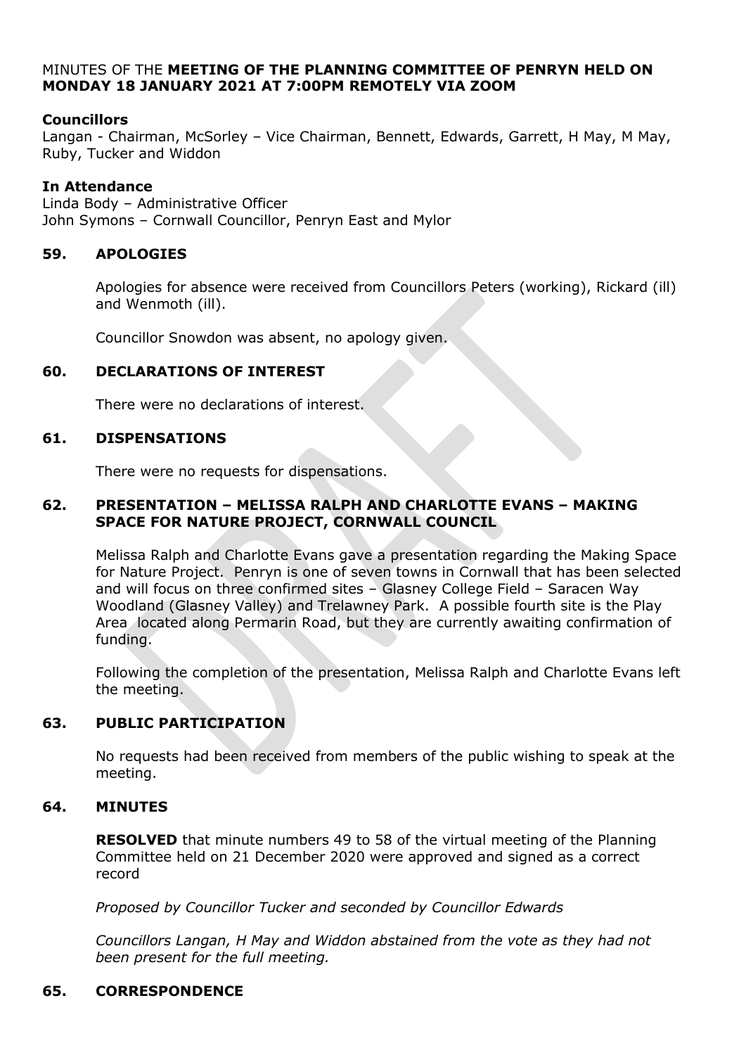MINUTES OF THE **MEETING OF THE PLANNING COMMITTEE OF PENRYN HELD ON MONDAY 18 JANUARY 2021 AT 7:00PM REMOTELY VIA ZOOM**

**Councillors**
Langan - Chairman, McSorley – Vice Chairman, Bennett, Edwards, Garrett, H May, M May, Ruby, Tucker and Widdon

**In Attendance**
Linda Body – Administrative Officer
John Symons – Cornwall Councillor, Penryn East and Mylor

## 59. APOLOGIES

Apologies for absence were received from Councillors Peters (working), Rickard (ill) and Wenmoth (ill).

Councillor Snowdon was absent, no apology given.

## 60. DECLARATIONS OF INTEREST

There were no declarations of interest.

## 61. DISPENSATIONS

There were no requests for dispensations.

## 62. PRESENTATION – MELISSA RALPH AND CHARLOTTE EVANS – MAKING SPACE FOR NATURE PROJECT, CORNWALL COUNCIL

Melissa Ralph and Charlotte Evans gave a presentation regarding the Making Space for Nature Project. Penryn is one of seven towns in Cornwall that has been selected and will focus on three confirmed sites – Glasney College Field – Saracen Way Woodland (Glasney Valley) and Trelawney Park. A possible fourth site is the Play Area located along Permarin Road, but they are currently awaiting confirmation of funding.

Following the completion of the presentation, Melissa Ralph and Charlotte Evans left the meeting.

## 63. PUBLIC PARTICIPATION

No requests had been received from members of the public wishing to speak at the meeting.

## 64. MINUTES

**RESOLVED** that minute numbers 49 to 58 of the virtual meeting of the Planning Committee held on 21 December 2020 were approved and signed as a correct record

*Proposed by Councillor Tucker and seconded by Councillor Edwards*

*Councillors Langan, H May and Widdon abstained from the vote as they had not been present for the full meeting.*

## 65. CORRESPONDENCE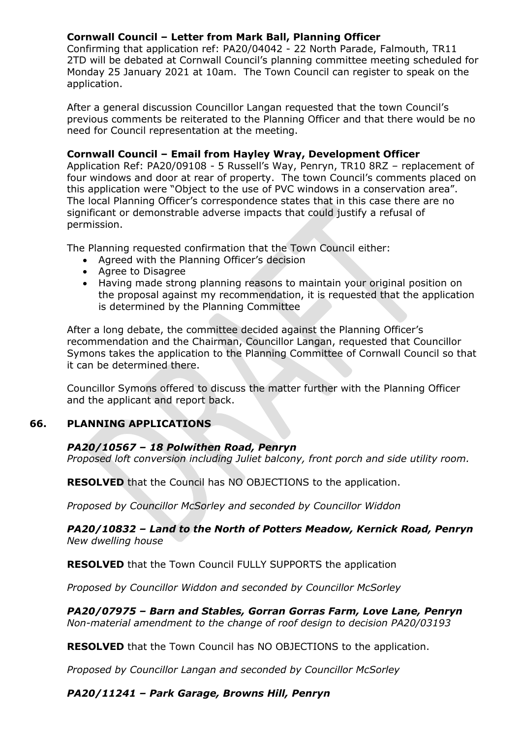**Cornwall Council – Letter from Mark Ball, Planning Officer**
Confirming that application ref: PA20/04042 - 22 North Parade, Falmouth, TR11 2TD will be debated at Cornwall Council's planning committee meeting scheduled for Monday 25 January 2021 at 10am. The Town Council can register to speak on the application.

After a general discussion Councillor Langan requested that the town Council's previous comments be reiterated to the Planning Officer and that there would be no need for Council representation at the meeting.

**Cornwall Council – Email from Hayley Wray, Development Officer**
Application Ref: PA20/09108 - 5 Russell's Way, Penryn, TR10 8RZ – replacement of four windows and door at rear of property. The town Council's comments placed on this application were "Object to the use of PVC windows in a conservation area". The local Planning Officer's correspondence states that in this case there are no significant or demonstrable adverse impacts that could justify a refusal of permission.

The Planning requested confirmation that the Town Council either:

- Agreed with the Planning Officer's decision
- Agree to Disagree
- Having made strong planning reasons to maintain your original position on the proposal against my recommendation, it is requested that the application is determined by the Planning Committee

After a long debate, the committee decided against the Planning Officer's recommendation and the Chairman, Councillor Langan, requested that Councillor Symons takes the application to the Planning Committee of Cornwall Council so that it can be determined there.

Councillor Symons offered to discuss the matter further with the Planning Officer and the applicant and report back.

## 66. PLANNING APPLICATIONS

***PA20/10567 – 18 Polwithen Road, Penryn***
*Proposed loft conversion including Juliet balcony, front porch and side utility room.*

**RESOLVED** that the Council has NO OBJECTIONS to the application.

*Proposed by Councillor McSorley and seconded by Councillor Widdon*

***PA20/10832 – Land to the North of Potters Meadow, Kernick Road, Penryn***
*New dwelling house*

**RESOLVED** that the Town Council FULLY SUPPORTS the application

*Proposed by Councillor Widdon and seconded by Councillor McSorley*

***PA20/07975 – Barn and Stables, Gorran Gorras Farm, Love Lane, Penryn***
*Non-material amendment to the change of roof design to decision PA20/03193*

**RESOLVED** that the Town Council has NO OBJECTIONS to the application.

*Proposed by Councillor Langan and seconded by Councillor McSorley*

***PA20/11241 – Park Garage, Browns Hill, Penryn***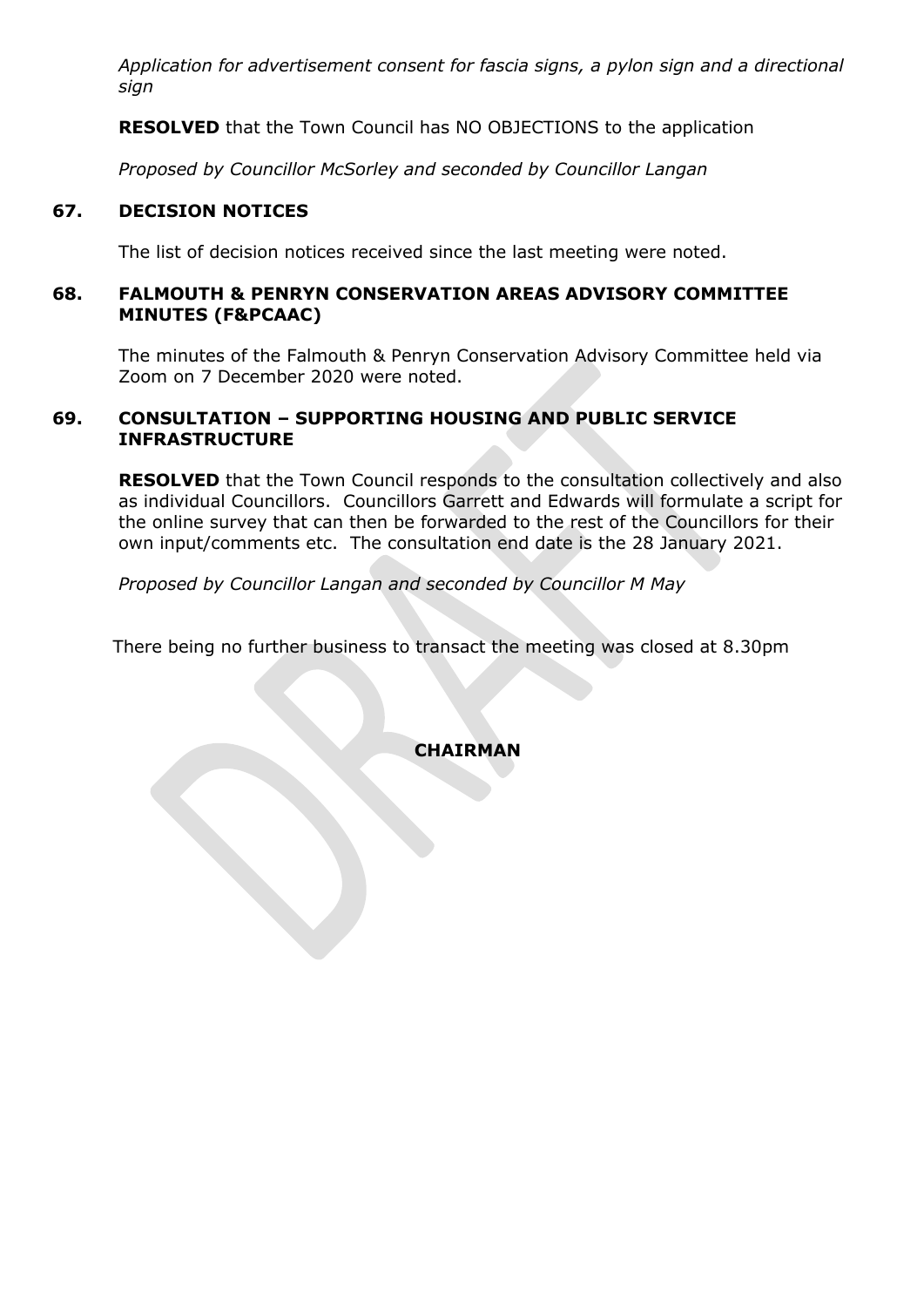*Application for advertisement consent for fascia signs, a pylon sign and a directional sign*

**RESOLVED** that the Town Council has NO OBJECTIONS to the application

*Proposed by Councillor McSorley and seconded by Councillor Langan*

## 67. DECISION NOTICES

The list of decision notices received since the last meeting were noted.

## 68. FALMOUTH & PENRYN CONSERVATION AREAS ADVISORY COMMITTEE MINUTES (F&PCAAC)

The minutes of the Falmouth & Penryn Conservation Advisory Committee held via Zoom on 7 December 2020 were noted.

## 69. CONSULTATION – SUPPORTING HOUSING AND PUBLIC SERVICE INFRASTRUCTURE

**RESOLVED** that the Town Council responds to the consultation collectively and also as individual Councillors. Councillors Garrett and Edwards will formulate a script for the online survey that can then be forwarded to the rest of the Councillors for their own input/comments etc. The consultation end date is the 28 January 2021.

*Proposed by Councillor Langan and seconded by Councillor M May*

There being no further business to transact the meeting was closed at 8.30pm

**CHAIRMAN**